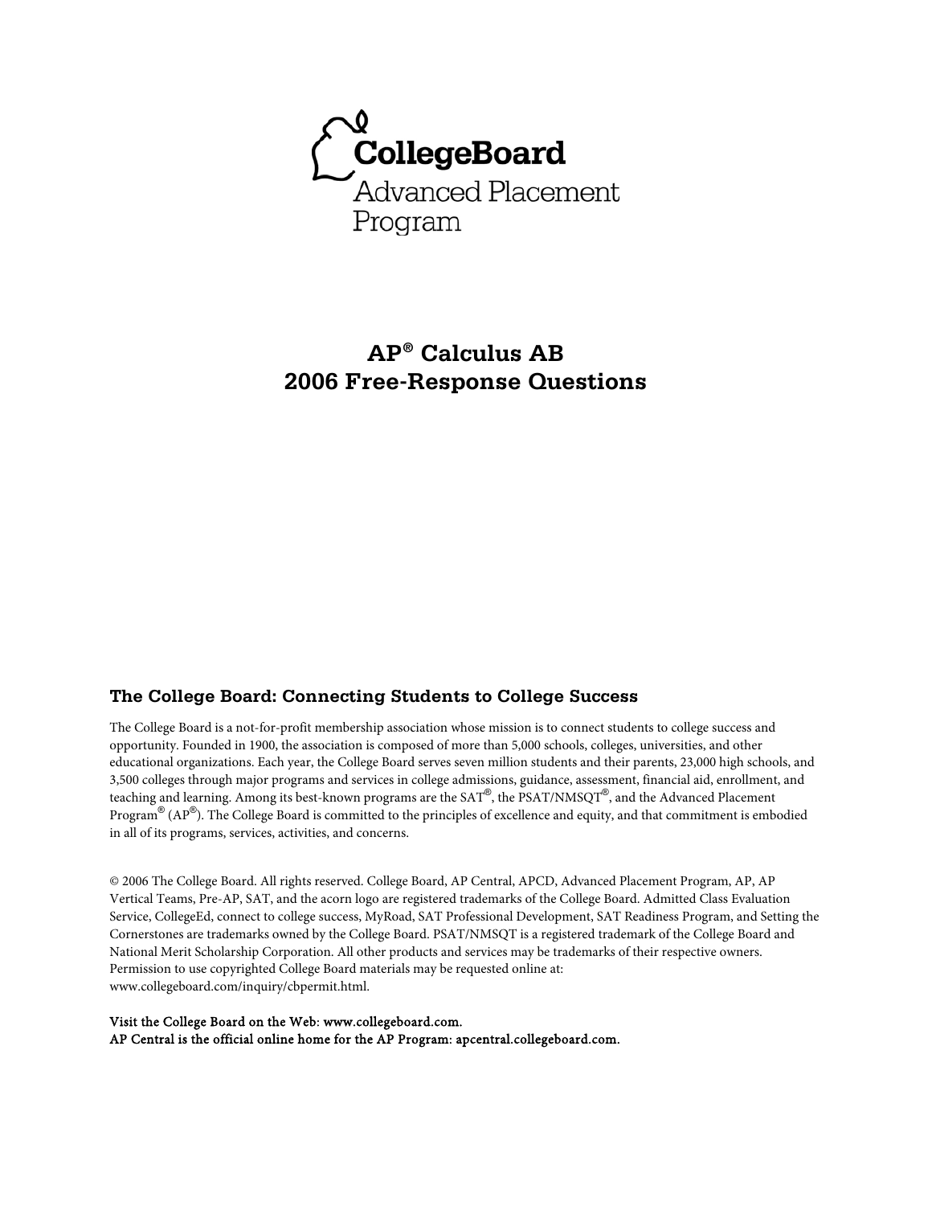CollegeBoard
Advanced Placement
Program

# AP® Calculus AB
# 2006 Free-Response Questions

## The College Board: Connecting Students to College Success

The College Board is a not-for-profit membership association whose mission is to connect students to college success and opportunity. Founded in 1900, the association is composed of more than 5,000 schools, colleges, universities, and other educational organizations. Each year, the College Board serves seven million students and their parents, 23,000 high schools, and 3,500 colleges through major programs and services in college admissions, guidance, assessment, financial aid, enrollment, and teaching and learning. Among its best-known programs are the SAT®, the PSAT/NMSQT®, and the Advanced Placement Program® (AP®). The College Board is committed to the principles of excellence and equity, and that commitment is embodied in all of its programs, services, activities, and concerns.

© 2006 The College Board. All rights reserved. College Board, AP Central, APCD, Advanced Placement Program, AP, AP Vertical Teams, Pre-AP, SAT, and the acorn logo are registered trademarks of the College Board. Admitted Class Evaluation Service, CollegeEd, connect to college success, MyRoad, SAT Professional Development, SAT Readiness Program, and Setting the Cornerstones are trademarks owned by the College Board. PSAT/NMSQT is a registered trademark of the College Board and National Merit Scholarship Corporation. All other products and services may be trademarks of their respective owners. Permission to use copyrighted College Board materials may be requested online at: www.collegeboard.com/inquiry/cbpermit.html.

Visit the College Board on the Web: www.collegeboard.com.
AP Central is the official online home for the AP Program: apcentral.collegeboard.com.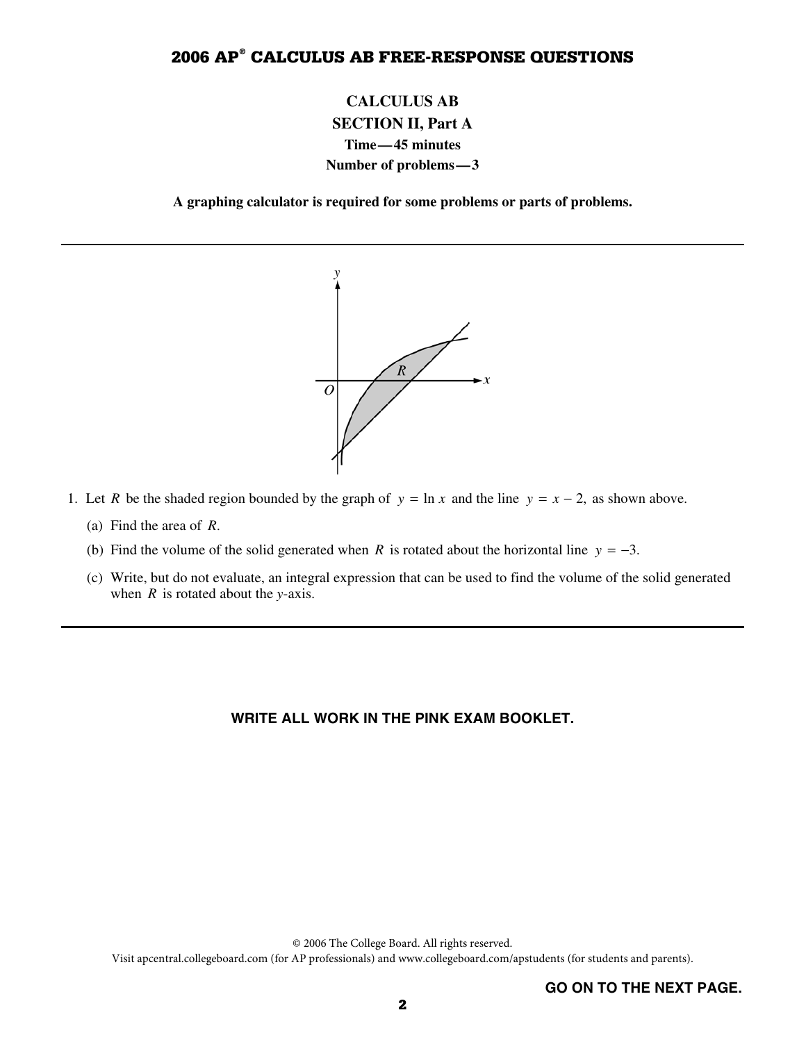# 2006 AP® CALCULUS AB FREE-RESPONSE QUESTIONS

**CALCULUS AB**

**SECTION II, Part A**

**Time—45 minutes**

**Number of problems—3**

**A graphing calculator is required for some problems or parts of problems.**

---

y

R

x

O

1. Let $R$ be the shaded region bounded by the graph of $y = \ln x$ and the line $y = x - 2$, as shown above.

   (a) Find the area of $R$.

   (b) Find the volume of the solid generated when $R$ is rotated about the horizontal line $y = -3$.

   (c) Write, but do not evaluate, an integral expression that can be used to find the volume of the solid generated when $R$ is rotated about the $y$-axis.

---

**WRITE ALL WORK IN THE PINK EXAM BOOKLET.**

© 2006 The College Board. All rights reserved.
Visit apcentral.collegeboard.com (for AP professionals) and www.collegeboard.com/apstudents (for students and parents).

**GO ON TO THE NEXT PAGE.**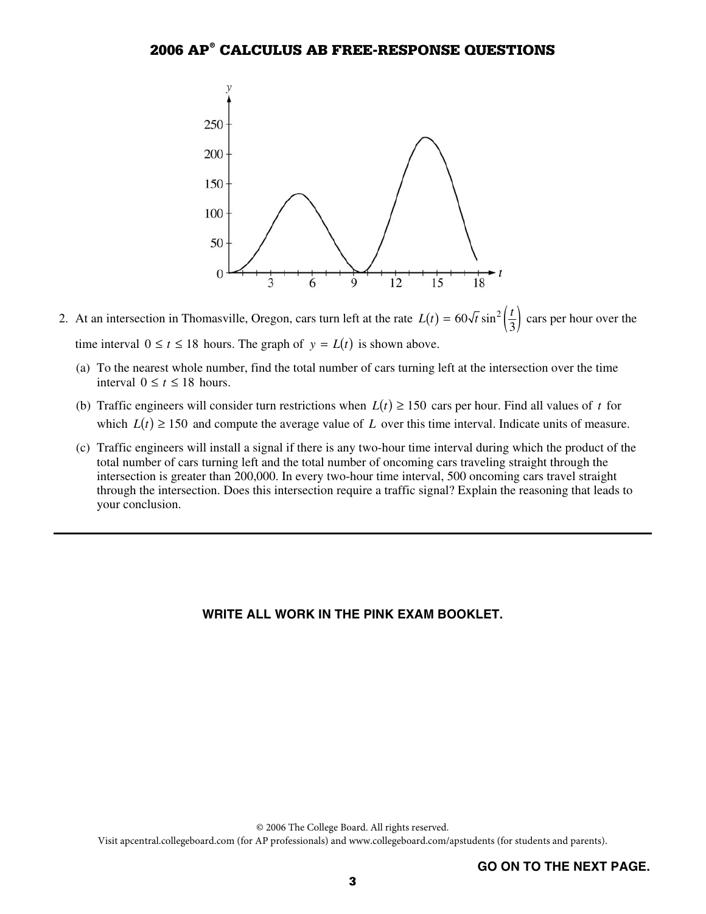## 2006 AP® CALCULUS AB FREE-RESPONSE QUESTIONS

y

250

200

150

100

50

0

3 6 9 12 15 18

t

2. At an intersection in Thomasville, Oregon, cars turn left at the rate $L(t) = 60\sqrt{t}\sin^2\left(\frac{t}{3}\right)$ cars per hour over the time interval $0 \le t \le 18$ hours. The graph of $y = L(t)$ is shown above.

   (a) To the nearest whole number, find the total number of cars turning left at the intersection over the time interval $0 \le t \le 18$ hours.

   (b) Traffic engineers will consider turn restrictions when $L(t) \ge 150$ cars per hour. Find all values of $t$ for which $L(t) \ge 150$ and compute the average value of $L$ over this time interval. Indicate units of measure.

   (c) Traffic engineers will install a signal if there is any two-hour time interval during which the product of the total number of cars turning left and the total number of oncoming cars traveling straight through the intersection is greater than 200,000. In every two-hour time interval, 500 oncoming cars travel straight through the intersection. Does this intersection require a traffic signal? Explain the reasoning that leads to your conclusion.

**WRITE ALL WORK IN THE PINK EXAM BOOKLET.**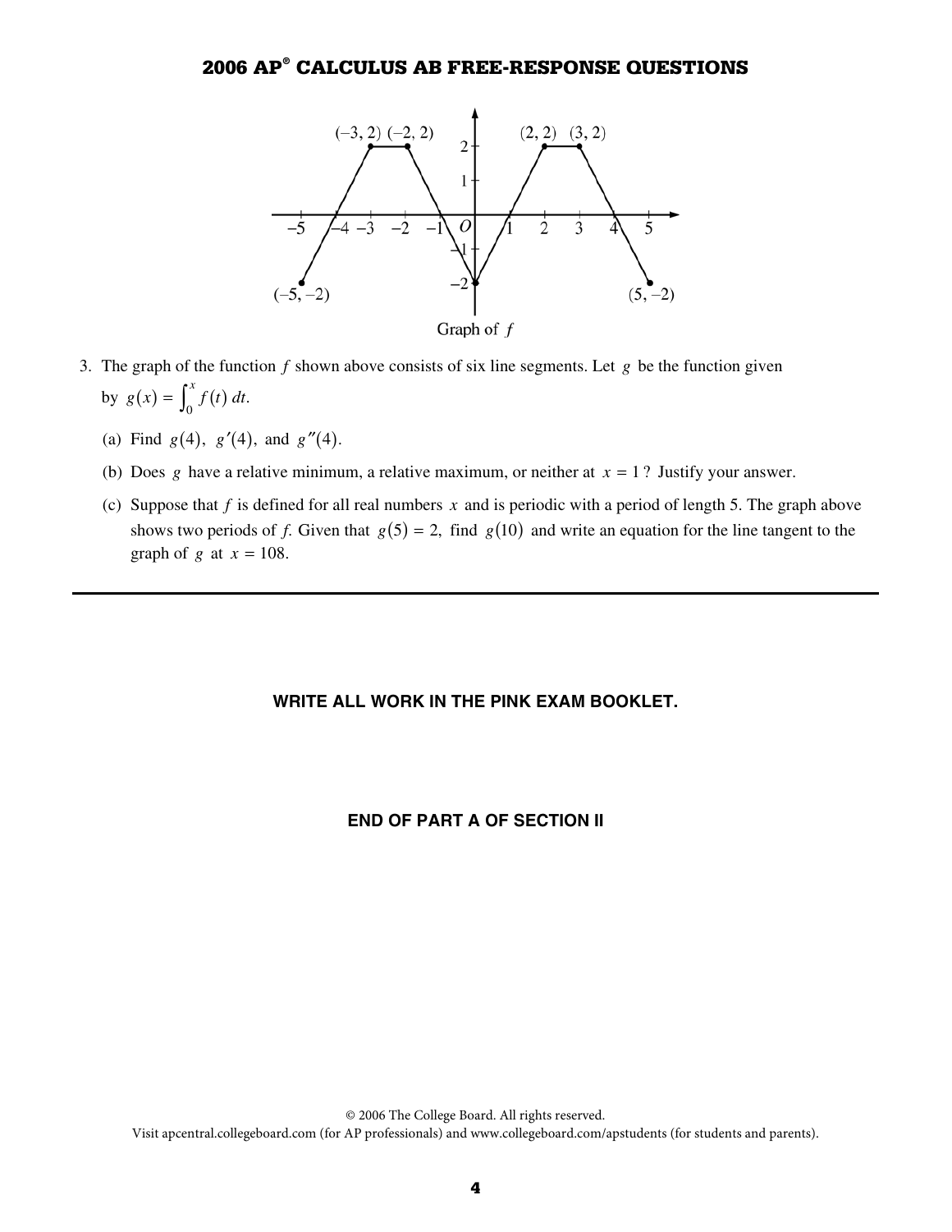# 2006 AP® CALCULUS AB FREE-RESPONSE QUESTIONS

(−3, 2) (−2, 2)

(2, 2) (3, 2)

(−5, −2)

(5, −2)

Graph of $f$

3. The graph of the function $f$ shown above consists of six line segments. Let $g$ be the function given by $g(x) = \int_0^x f(t)\, dt$.

   (a) Find $g(4)$, $g'(4)$, and $g''(4)$.

   (b) Does $g$ have a relative minimum, a relative maximum, or neither at $x = 1$? Justify your answer.

   (c) Suppose that $f$ is defined for all real numbers $x$ and is periodic with a period of length 5. The graph above shows two periods of $f$. Given that $g(5) = 2$, find $g(10)$ and write an equation for the line tangent to the graph of $g$ at $x = 108$.

---

**WRITE ALL WORK IN THE PINK EXAM BOOKLET.**

**END OF PART A OF SECTION II**

© 2006 The College Board. All rights reserved.
Visit apcentral.collegeboard.com (for AP professionals) and www.collegeboard.com/apstudents (for students and parents).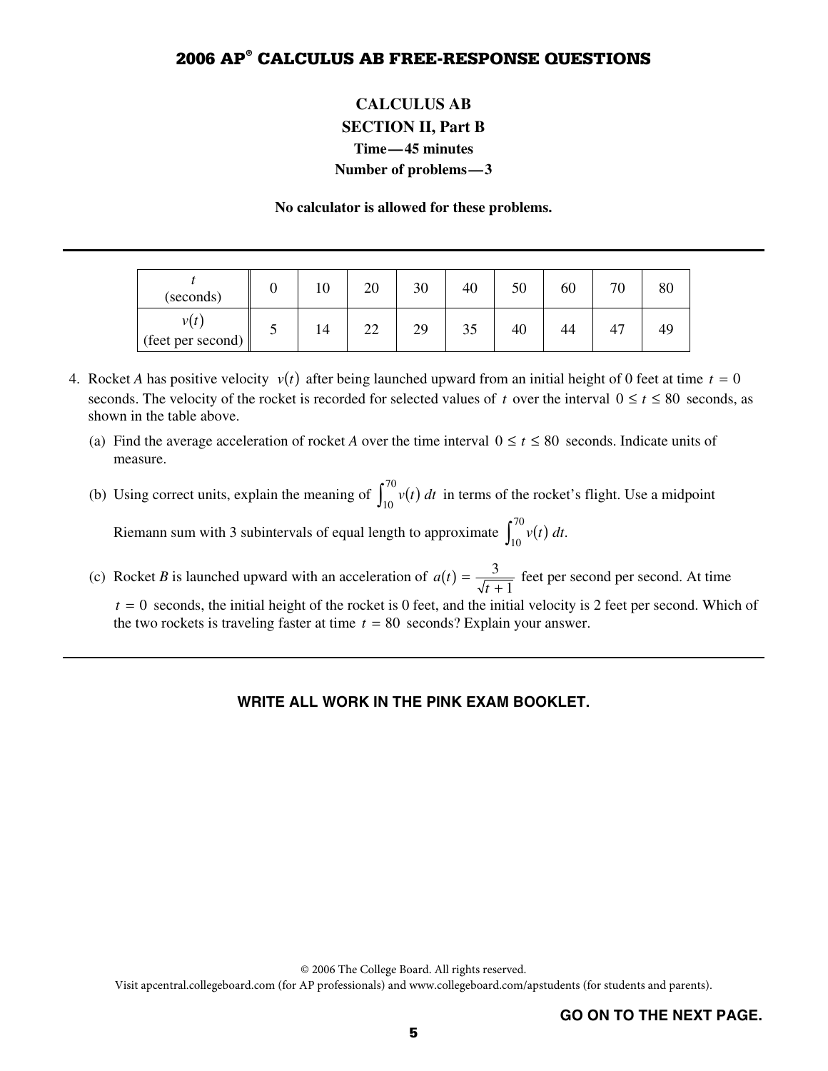# 2006 AP® CALCULUS AB FREE-RESPONSE QUESTIONS

**CALCULUS AB**

**SECTION II, Part B**

**Time—45 minutes**

**Number of problems—3**

**No calculator is allowed for these problems.**

---

| $t$ (seconds) | 0 | 10 | 20 | 30 | 40 | 50 | 60 | 70 | 80 |
|---|---|---|---|---|---|---|---|---|---|
| $v(t)$ (feet per second) | 5 | 14 | 22 | 29 | 35 | 40 | 44 | 47 | 49 |

4. Rocket *A* has positive velocity $v(t)$ after being launched upward from an initial height of 0 feet at time $t = 0$ seconds. The velocity of the rocket is recorded for selected values of $t$ over the interval $0 \le t \le 80$ seconds, as shown in the table above.

   (a) Find the average acceleration of rocket *A* over the time interval $0 \le t \le 80$ seconds. Indicate units of measure.

   (b) Using correct units, explain the meaning of $\int_{10}^{70} v(t)\,dt$ in terms of the rocket's flight. Use a midpoint Riemann sum with 3 subintervals of equal length to approximate $\int_{10}^{70} v(t)\,dt$.

   (c) Rocket *B* is launched upward with an acceleration of $a(t) = \dfrac{3}{\sqrt{t+1}}$ feet per second per second. At time $t = 0$ seconds, the initial height of the rocket is 0 feet, and the initial velocity is 2 feet per second. Which of the two rockets is traveling faster at time $t = 80$ seconds? Explain your answer.

---

**WRITE ALL WORK IN THE PINK EXAM BOOKLET.**

© 2006 The College Board. All rights reserved.
Visit apcentral.collegeboard.com (for AP professionals) and www.collegeboard.com/apstudents (for students and parents).

**GO ON TO THE NEXT PAGE.**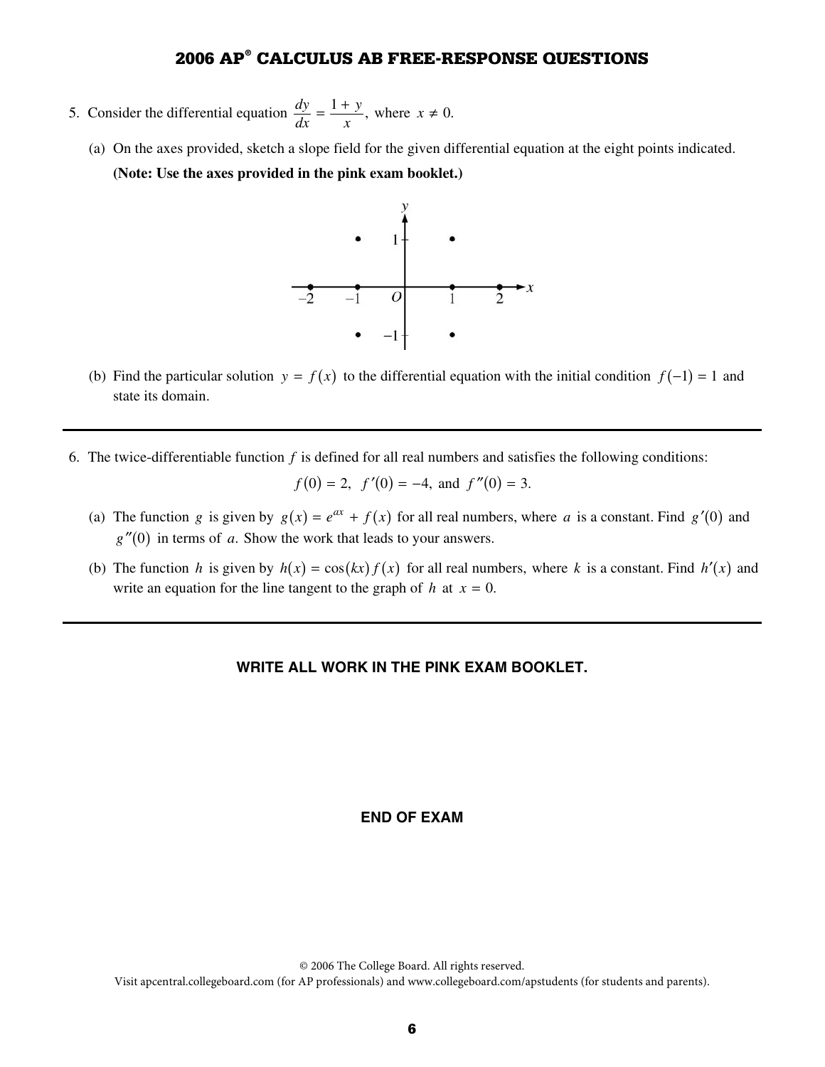## 2006 AP® CALCULUS AB FREE-RESPONSE QUESTIONS

5. Consider the differential equation $\frac{dy}{dx} = \frac{1+y}{x}$, where $x \neq 0$.

   (a) On the axes provided, sketch a slope field for the given differential equation at the eight points indicated. **(Note: Use the axes provided in the pink exam booklet.)**

   y
   1
   x
   −2 −1 O 1 2
   −1

   (b) Find the particular solution $y = f(x)$ to the differential equation with the initial condition $f(-1) = 1$ and state its domain.

---

6. The twice-differentiable function $f$ is defined for all real numbers and satisfies the following conditions:

$$f(0) = 2, \; f'(0) = -4, \text{ and } f''(0) = 3.$$

   (a) The function $g$ is given by $g(x) = e^{ax} + f(x)$ for all real numbers, where $a$ is a constant. Find $g'(0)$ and $g''(0)$ in terms of $a$. Show the work that leads to your answers.

   (b) The function $h$ is given by $h(x) = \cos(kx)f(x)$ for all real numbers, where $k$ is a constant. Find $h'(x)$ and write an equation for the line tangent to the graph of $h$ at $x = 0$.

---

**WRITE ALL WORK IN THE PINK EXAM BOOKLET.**

**END OF EXAM**

© 2006 The College Board. All rights reserved.
Visit apcentral.collegeboard.com (for AP professionals) and www.collegeboard.com/apstudents (for students and parents).